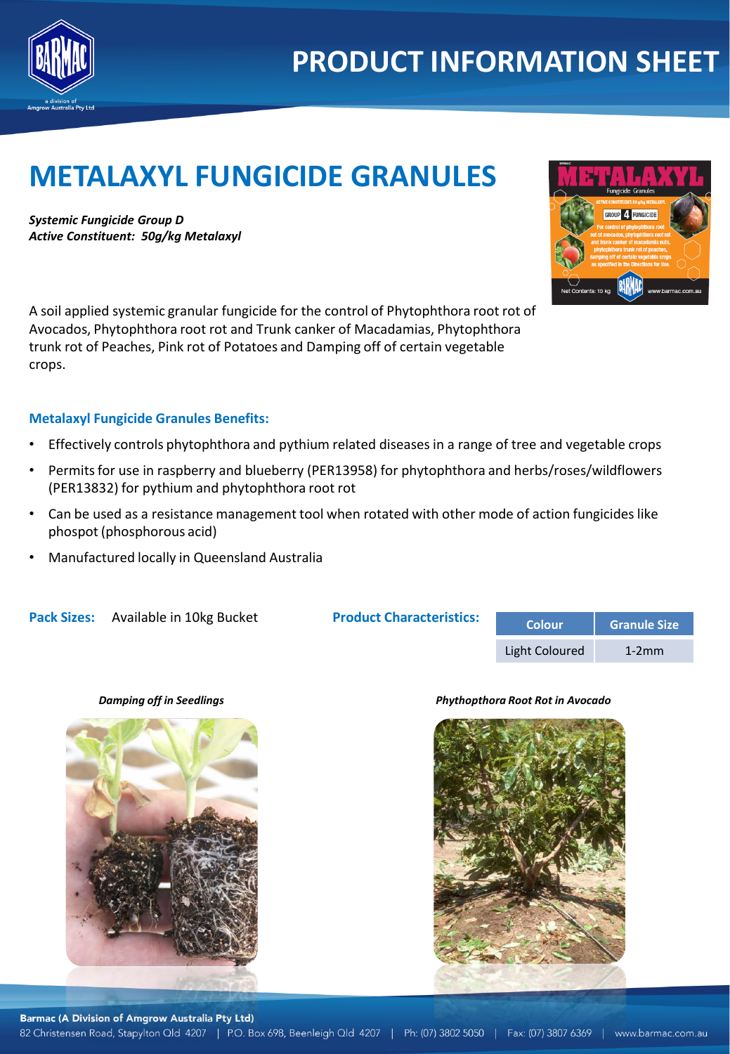# PRODUCT INFORMATION SHEET

# METALAXYL FUNGICIDE GRANULES

***Systemic Fungicide Group D***
***Active Constituent: 50g/kg Metalaxyl***

A soil applied systemic granular fungicide for the control of Phytophthora root rot of Avocados, Phytophthora root rot and Trunk canker of Macadamias, Phytophthora trunk rot of Peaches, Pink rot of Potatoes and Damping off of certain vegetable crops.

### Metalaxyl Fungicide Granules Benefits:

- Effectively controls phytophthora and pythium related diseases in a range of tree and vegetable crops
- Permits for use in raspberry and blueberry (PER13958) for phytophthora and herbs/roses/wildflowers (PER13832) for pythium and phytophthora root rot
- Can be used as a resistance management tool when rotated with other mode of action fungicides like phospot (phosphorous acid)
- Manufactured locally in Queensland Australia

**Pack Sizes:** Available in 10kg Bucket

**Product Characteristics:**

| Colour | Granule Size |
|---|---|
| Light Coloured | 1-2mm |

*Damping off in Seedlings*

*Phythopthora Root Rot in Avocado*

**Barmac (A Division of Amgrow Australia Pty Ltd)**
82 Christensen Road, Stapylton Qld 4207 | P.O. Box 698, Beenleigh Qld 4207 | Ph: (07) 3802 5050 | Fax: (07) 3807 6369 | www.barmac.com.au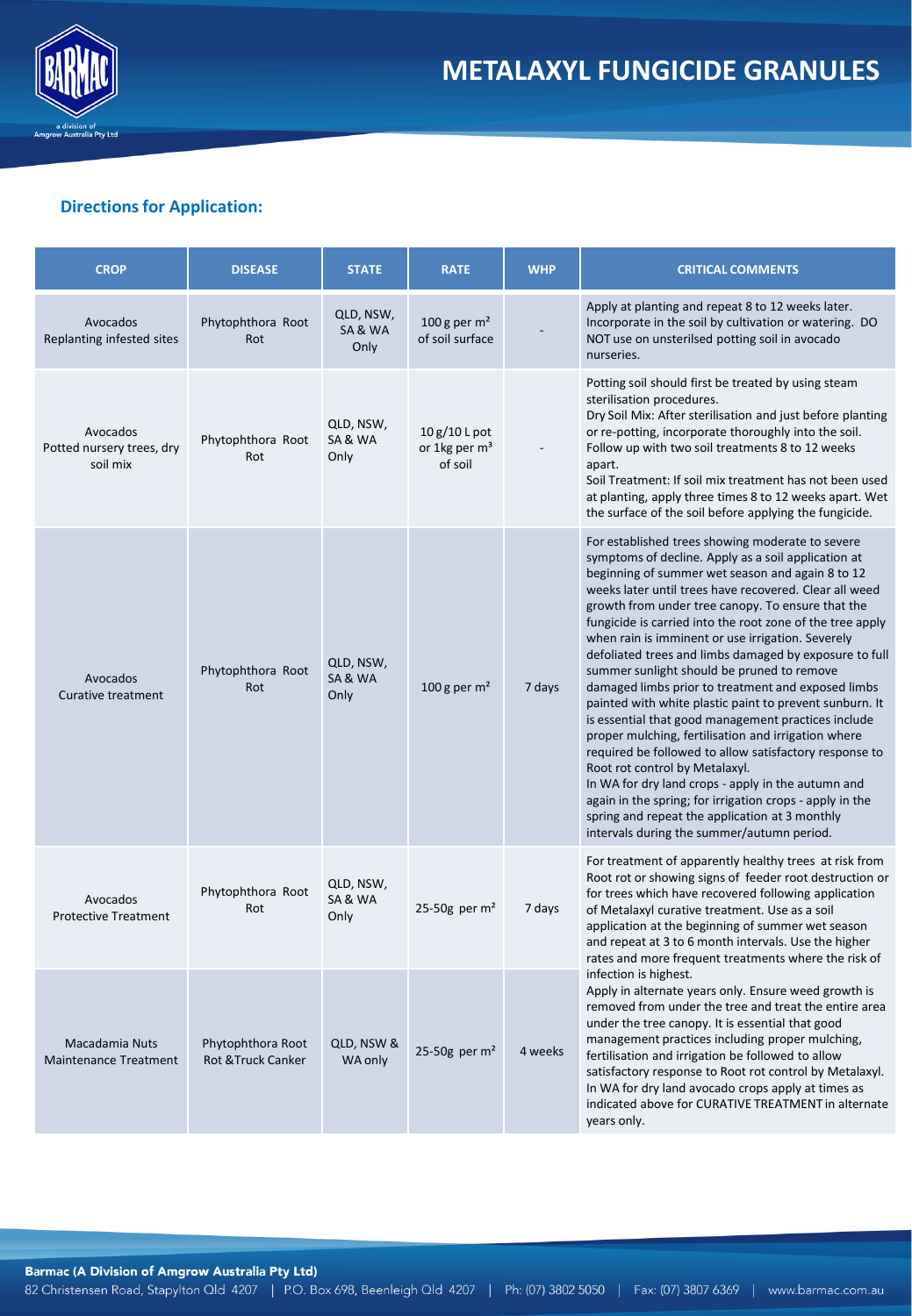# METALAXYL FUNGICIDE GRANULES

## Directions for Application:

| CROP | DISEASE | STATE | RATE | WHP | CRITICAL COMMENTS |
|---|---|---|---|---|---|
| Avocados Replanting infested sites | Phytophthora Root Rot | QLD, NSW, SA & WA Only | 100 g per $m^2$ of soil surface | - | Apply at planting and repeat 8 to 12 weeks later. Incorporate in the soil by cultivation or watering. DO NOT use on unsterilsed potting soil in avocado nurseries. |
| Avocados Potted nursery trees, dry soil mix | Phytophthora Root Rot | QLD, NSW, SA & WA Only | 10 g/10 L pot or 1kg per $m^3$ of soil | - | Potting soil should first be treated by using steam sterilisation procedures.<br>Dry Soil Mix: After sterilisation and just before planting or re-potting, incorporate thoroughly into the soil. Follow up with two soil treatments 8 to 12 weeks apart.<br>Soil Treatment: If soil mix treatment has not been used at planting, apply three times 8 to 12 weeks apart. Wet the surface of the soil before applying the fungicide. |
| Avocados Curative treatment | Phytophthora Root Rot | QLD, NSW, SA & WA Only | 100 g per $m^2$ | 7 days | For established trees showing moderate to severe symptoms of decline. Apply as a soil application at beginning of summer wet season and again 8 to 12 weeks later until trees have recovered. Clear all weed growth from under tree canopy. To ensure that the fungicide is carried into the root zone of the tree apply when rain is imminent or use irrigation. Severely defoliated trees and limbs damaged by exposure to full summer sunlight should be pruned to remove damaged limbs prior to treatment and exposed limbs painted with white plastic paint to prevent sunburn. It is essential that good management practices include proper mulching, fertilisation and irrigation where required be followed to allow satisfactory response to Root rot control by Metalaxyl.<br>In WA for dry land crops - apply in the autumn and again in the spring; for irrigation crops - apply in the spring and repeat the application at 3 monthly intervals during the summer/autumn period. |
| Avocados Protective Treatment | Phytophthora Root Rot | QLD, NSW, SA & WA Only | 25-50g per $m^2$ | 7 days | For treatment of apparently healthy trees at risk from Root rot or showing signs of feeder root destruction or for trees which have recovered following application of Metalaxyl curative treatment. Use as a soil application at the beginning of summer wet season and repeat at 3 to 6 month intervals. Use the higher rates and more frequent treatments where the risk of infection is highest. |
| Macadamia Nuts Maintenance Treatment | Phytophthora Root Rot &Truck Canker | QLD, NSW & WA only | 25-50g per $m^2$ | 4 weeks | Apply in alternate years only. Ensure weed growth is removed from under the tree and treat the entire area under the tree canopy. It is essential that good management practices including proper mulching, fertilisation and irrigation be followed to allow satisfactory response to Root rot control by Metalaxyl.<br>In WA for dry land avocado crops apply at times as indicated above for CURATIVE TREATMENT in alternate years only. |

**Barmac (A Division of Amgrow Australia Pty Ltd)**
82 Christensen Road, Stapylton Qld 4207 | P.O. Box 698, Beenleigh Qld 4207 | Ph: (07) 3802 5050 | Fax: (07) 3807 6369 | www.barmac.com.au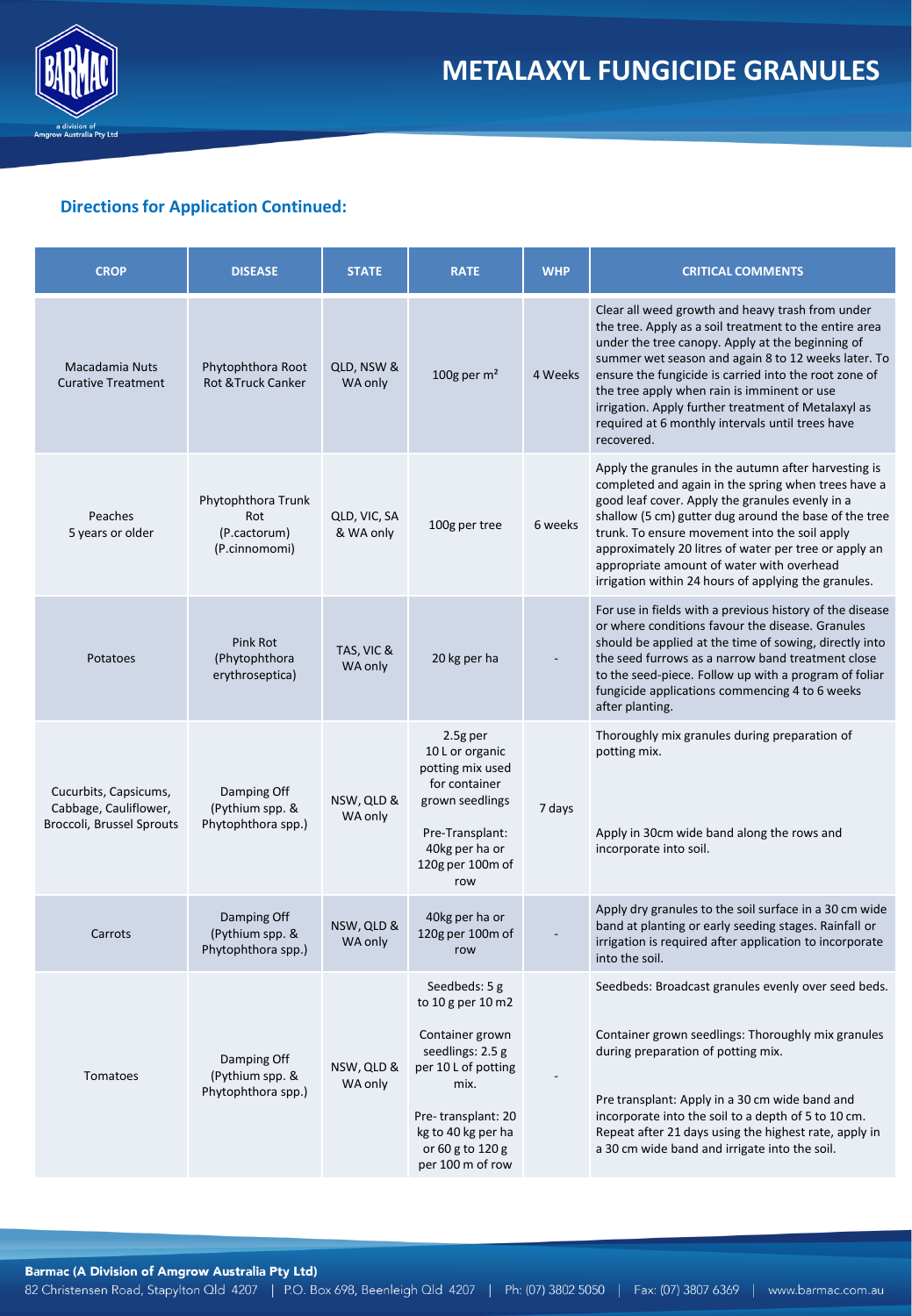# METALAXYL FUNGICIDE GRANULES

## Directions for Application Continued:

| CROP | DISEASE | STATE | RATE | WHP | CRITICAL COMMENTS |
|---|---|---|---|---|---|
| Macadamia Nuts Curative Treatment | Phytophthora Root Rot &Truck Canker | QLD, NSW & WA only | 100g per m² | 4 Weeks | Clear all weed growth and heavy trash from under the tree. Apply as a soil treatment to the entire area under the tree canopy. Apply at the beginning of summer wet season and again 8 to 12 weeks later. To ensure the fungicide is carried into the root zone of the tree apply when rain is imminent or use irrigation. Apply further treatment of Metalaxyl as required at 6 monthly intervals until trees have recovered. |
| Peaches 5 years or older | Phytophthora Trunk Rot (P.cactorum) (P.cinnomomi) | QLD, VIC, SA & WA only | 100g per tree | 6 weeks | Apply the granules in the autumn after harvesting is completed and again in the spring when trees have a good leaf cover. Apply the granules evenly in a shallow (5 cm) gutter dug around the base of the tree trunk. To ensure movement into the soil apply approximately 20 litres of water per tree or apply an appropriate amount of water with overhead irrigation within 24 hours of applying the granules. |
| Potatoes | Pink Rot (Phytophthora erythroseptica) | TAS, VIC & WA only | 20 kg per ha | - | For use in fields with a previous history of the disease or where conditions favour the disease. Granules should be applied at the time of sowing, directly into the seed furrows as a narrow band treatment close to the seed-piece. Follow up with a program of foliar fungicide applications commencing 4 to 6 weeks after planting. |
| Cucurbits, Capsicums, Cabbage, Cauliflower, Broccoli, Brussel Sprouts | Damping Off (Pythium spp. & Phytophthora spp.) | NSW, QLD & WA only | 2.5g per 10 L or organic potting mix used for container grown seedlings<br><br>Pre-Transplant: 40kg per ha or 120g per 100m of row | 7 days | Thoroughly mix granules during preparation of potting mix.<br><br>Apply in 30cm wide band along the rows and incorporate into soil. |
| Carrots | Damping Off (Pythium spp. & Phytophthora spp.) | NSW, QLD & WA only | 40kg per ha or 120g per 100m of row | - | Apply dry granules to the soil surface in a 30 cm wide band at planting or early seeding stages. Rainfall or irrigation is required after application to incorporate into the soil. |
| Tomatoes | Damping Off (Pythium spp. & Phytophthora spp.) | NSW, QLD & WA only | Seedbeds: 5 g to 10 g per 10 m2<br><br>Container grown seedlings: 2.5 g per 10 L of potting mix.<br><br>Pre- transplant: 20 kg to 40 kg per ha or 60 g to 120 g per 100 m of row | - | Seedbeds: Broadcast granules evenly over seed beds.<br><br>Container grown seedlings: Thoroughly mix granules during preparation of potting mix.<br><br>Pre transplant: Apply in a 30 cm wide band and incorporate into the soil to a depth of 5 to 10 cm. Repeat after 21 days using the highest rate, apply in a 30 cm wide band and irrigate into the soil. |

**Barmac (A Division of Amgrow Australia Pty Ltd)**
82 Christensen Road, Stapylton Qld 4207 | P.O. Box 698, Beenleigh Qld 4207 | Ph: (07) 3802 5050 | Fax: (07) 3807 6369 | www.barmac.com.au